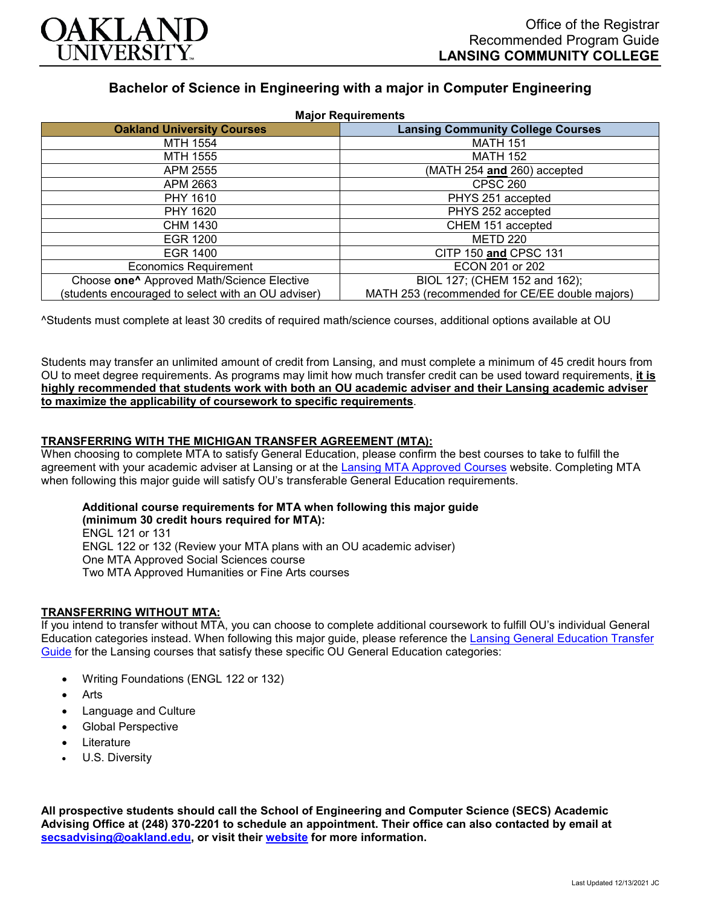Office of the Registrar
Recommended Program Guide
**LANSING COMMUNITY COLLEGE**

# Bachelor of Science in Engineering with a major in Computer Engineering

**Major Requirements**

| Oakland University Courses | Lansing Community College Courses |
|---|---|
| MTH 1554 | MATH 151 |
| MTH 1555 | MATH 152 |
| APM 2555 | (MATH 254 **and** 260) accepted |
| APM 2663 | CPSC 260 |
| PHY 1610 | PHYS 251 accepted |
| PHY 1620 | PHYS 252 accepted |
| CHM 1430 | CHEM 151 accepted |
| EGR 1200 | METD 220 |
| EGR 1400 | CITP 150 **and** CPSC 131 |
| Economics Requirement | ECON 201 or 202 |
| Choose **one^** Approved Math/Science Elective (students encouraged to select with an OU adviser) | BIOL 127; (CHEM 152 and 162); MATH 253 (recommended for CE/EE double majors) |

^Students must complete at least 30 credits of required math/science courses, additional options available at OU

Students may transfer an unlimited amount of credit from Lansing, and must complete a minimum of 45 credit hours from OU to meet degree requirements. As programs may limit how much transfer credit can be used toward requirements, **it is highly recommended that students work with both an OU academic adviser and their Lansing academic adviser to maximize the applicability of coursework to specific requirements**.

## TRANSFERRING WITH THE MICHIGAN TRANSFER AGREEMENT (MTA):

When choosing to complete MTA to satisfy General Education, please confirm the best courses to take to fulfill the agreement with your academic adviser at Lansing or at the Lansing MTA Approved Courses website. Completing MTA when following this major guide will satisfy OU's transferable General Education requirements.

**Additional course requirements for MTA when following this major guide (minimum 30 credit hours required for MTA):**
ENGL 121 or 131
ENGL 122 or 132 (Review your MTA plans with an OU academic adviser)
One MTA Approved Social Sciences course
Two MTA Approved Humanities or Fine Arts courses

## TRANSFERRING WITHOUT MTA:

If you intend to transfer without MTA, you can choose to complete additional coursework to fulfill OU's individual General Education categories instead. When following this major guide, please reference the Lansing General Education Transfer Guide for the Lansing courses that satisfy these specific OU General Education categories:

- Writing Foundations (ENGL 122 or 132)
- Arts
- Language and Culture
- Global Perspective
- Literature
- U.S. Diversity

**All prospective students should call the School of Engineering and Computer Science (SECS) Academic Advising Office at (248) 370-2201 to schedule an appointment. Their office can also contacted by email at secsadvising@oakland.edu, or visit their website for more information.**

Last Updated 12/13/2021 JC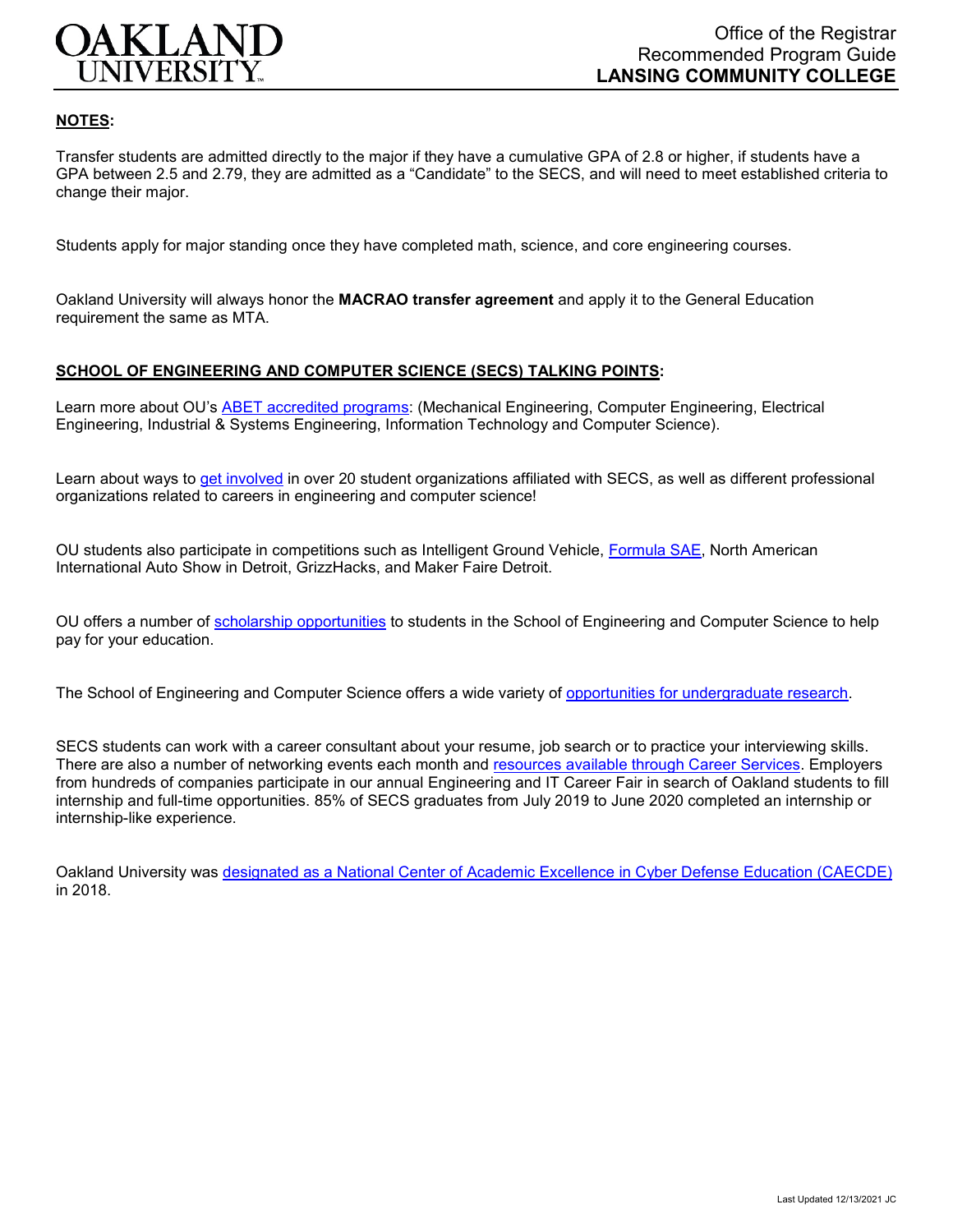**NOTES:**

Transfer students are admitted directly to the major if they have a cumulative GPA of 2.8 or higher, if students have a GPA between 2.5 and 2.79, they are admitted as a "Candidate" to the SECS, and will need to meet established criteria to change their major.

Students apply for major standing once they have completed math, science, and core engineering courses.

Oakland University will always honor the **MACRAO transfer agreement** and apply it to the General Education requirement the same as MTA.

**SCHOOL OF ENGINEERING AND COMPUTER SCIENCE (SECS) TALKING POINTS:**

Learn more about OU's ABET accredited programs: (Mechanical Engineering, Computer Engineering, Electrical Engineering, Industrial & Systems Engineering, Information Technology and Computer Science).

Learn about ways to get involved in over 20 student organizations affiliated with SECS, as well as different professional organizations related to careers in engineering and computer science!

OU students also participate in competitions such as Intelligent Ground Vehicle, Formula SAE, North American International Auto Show in Detroit, GrizzHacks, and Maker Faire Detroit.

OU offers a number of scholarship opportunities to students in the School of Engineering and Computer Science to help pay for your education.

The School of Engineering and Computer Science offers a wide variety of opportunities for undergraduate research.

SECS students can work with a career consultant about your resume, job search or to practice your interviewing skills. There are also a number of networking events each month and resources available through Career Services. Employers from hundreds of companies participate in our annual Engineering and IT Career Fair in search of Oakland students to fill internship and full-time opportunities. 85% of SECS graduates from July 2019 to June 2020 completed an internship or internship-like experience.

Oakland University was designated as a National Center of Academic Excellence in Cyber Defense Education (CAECDE) in 2018.

Last Updated 12/13/2021 JC